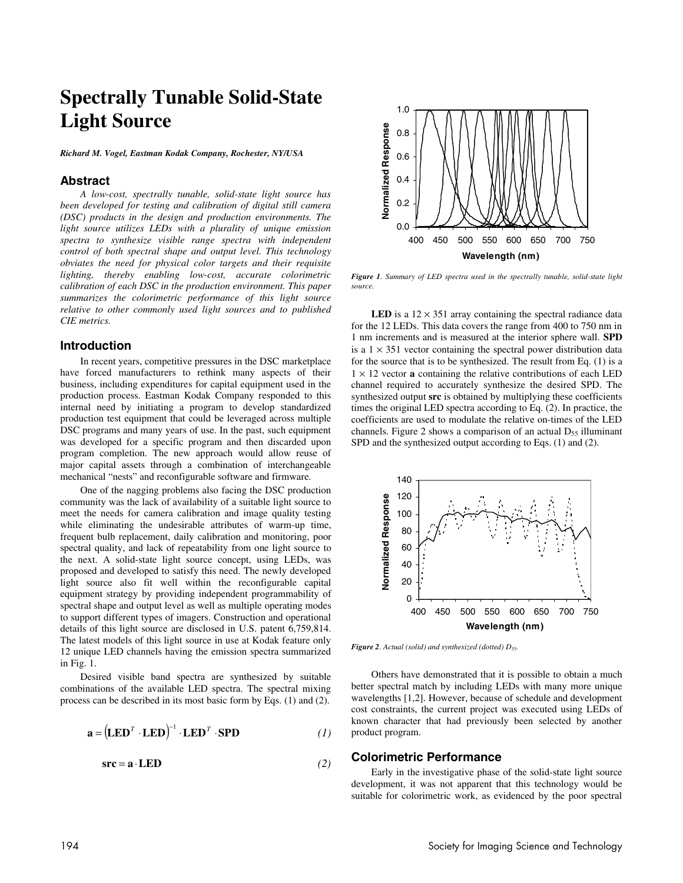// Spectrally Tunable Solid-State Light Source

*Richard M. Vogel, Eastman Kodak Company, Rochester, NY/USA*

## Abstract

*A low-cost, spectrally tunable, solid-state light source has been developed for testing and calibration of digital still camera (DSC) products in the design and production environments. The light source utilizes LEDs with a plurality of unique emission spectra to synthesize visible range spectra with independent control of both spectral shape and output level. This technology obviates the need for physical color targets and their requisite lighting, thereby enabling low-cost, accurate colorimetric calibration of each DSC in the production environment. This paper summarizes the colorimetric performance of this light source relative to other commonly used light sources and to published CIE metrics.*

## Introduction

In recent years, competitive pressures in the DSC marketplace have forced manufacturers to rethink many aspects of their business, including expenditures for capital equipment used in the production process. Eastman Kodak Company responded to this internal need by initiating a program to develop standardized production test equipment that could be leveraged across multiple DSC programs and many years of use. In the past, such equipment was developed for a specific program and then discarded upon program completion. The new approach would allow reuse of major capital assets through a combination of interchangeable mechanical "nests" and reconfigurable software and firmware.

One of the nagging problems also facing the DSC production community was the lack of availability of a suitable light source to meet the needs for camera calibration and image quality testing while eliminating the undesirable attributes of warm-up time, frequent bulb replacement, daily calibration and monitoring, poor spectral quality, and lack of repeatability from one light source to the next. A solid-state light source concept, using LEDs, was proposed and developed to satisfy this need. The newly developed light source also fit well within the reconfigurable capital equipment strategy by providing independent programmability of spectral shape and output level as well as multiple operating modes to support different types of imagers. Construction and operational details of this light source are disclosed in U.S. patent 6,759,814. The latest models of this light source in use at Kodak feature only 12 unique LED channels having the emission spectra summarized in Fig. 1.

Desired visible band spectra are synthesized by suitable combinations of the available LED spectra. The spectral mixing process can be described in its most basic form by Eqs. (1) and (2).

$$\mathbf{a} = \left(\mathbf{LED}^T \cdot \mathbf{LED}\right)^{-1} \cdot \mathbf{LED}^T \cdot \mathbf{SPD} \tag{1}$$

$$\mathbf{src} = \mathbf{a} \cdot \mathbf{LED} \tag{2}$$

*Figure 1. Summary of LED spectra used in the spectrally tunable, solid-state light source.*

**LED** is a $12 \times 351$ array containing the spectral radiance data for the 12 LEDs. This data covers the range from 400 to 750 nm in 1 nm increments and is measured at the interior sphere wall. **SPD** is a $1 \times 351$ vector containing the spectral power distribution data for the source that is to be synthesized. The result from Eq. (1) is a $1 \times 12$ vector **a** containing the relative contributions of each LED channel required to accurately synthesize the desired SPD. The synthesized output **src** is obtained by multiplying these coefficients times the original LED spectra according to Eq. (2). In practice, the coefficients are used to modulate the relative on-times of the LED channels. Figure 2 shows a comparison of an actual $D_{55}$ illuminant SPD and the synthesized output according to Eqs. (1) and (2).

*Figure 2. Actual (solid) and synthesized (dotted) $D_{55}$.*

Others have demonstrated that it is possible to obtain a much better spectral match by including LEDs with many more unique wavelengths [1,2]. However, because of schedule and development cost constraints, the current project was executed using LEDs of known character that had previously been selected by another product program.

## Colorimetric Performance

Early in the investigative phase of the solid-state light source development, it was not apparent that this technology would be suitable for colorimetric work, as evidenced by the poor spectral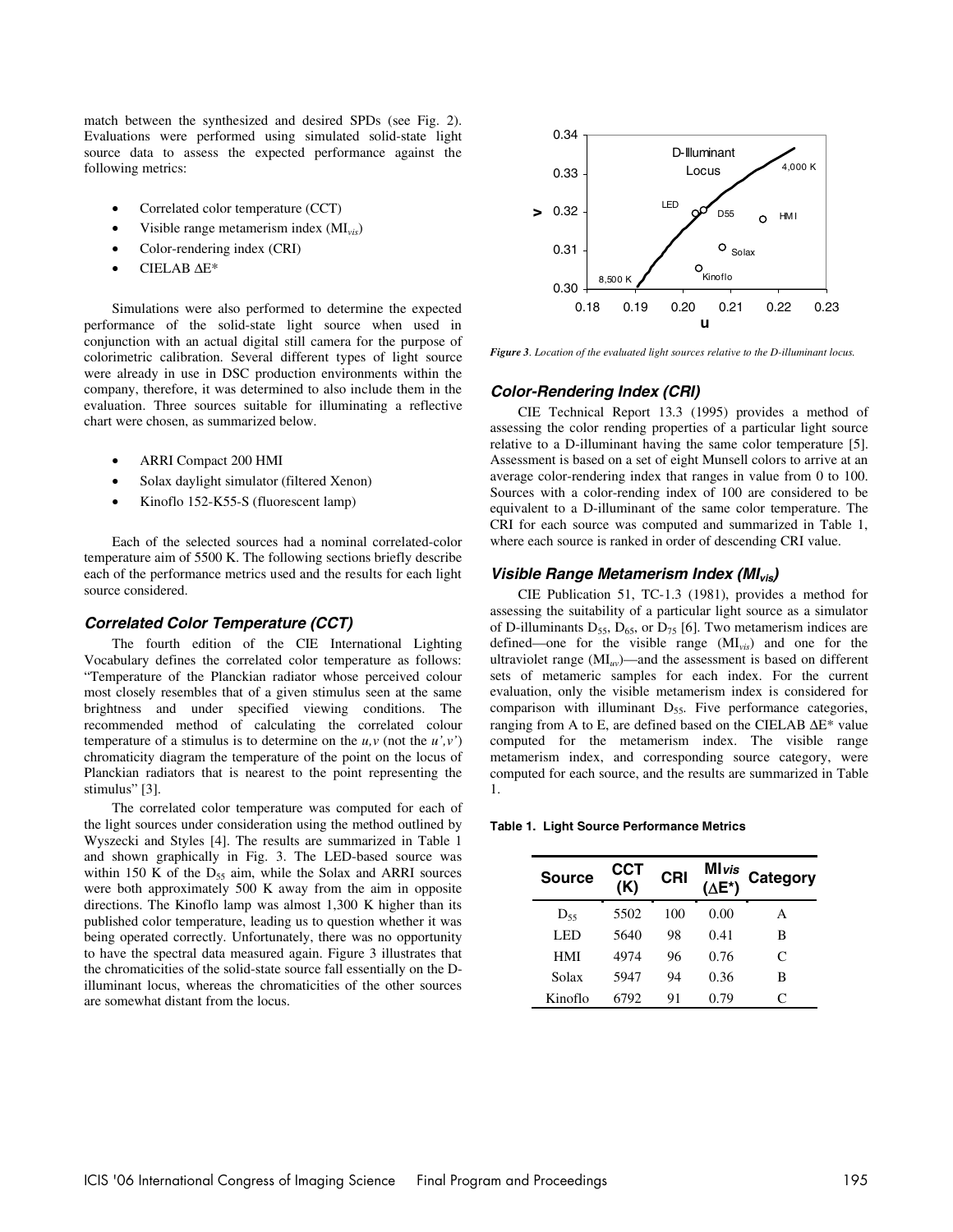match between the synthesized and desired SPDs (see Fig. 2). Evaluations were performed using simulated solid-state light source data to assess the expected performance against the following metrics:

- Correlated color temperature (CCT)
- Visible range metamerism index ($MI_{vis}$)
- Color-rendering index (CRI)
- CIELAB $\Delta E^*$

Simulations were also performed to determine the expected performance of the solid-state light source when used in conjunction with an actual digital still camera for the purpose of colorimetric calibration. Several different types of light source were already in use in DSC production environments within the company, therefore, it was determined to also include them in the evaluation. Three sources suitable for illuminating a reflective chart were chosen, as summarized below.

- ARRI Compact 200 HMI
- Solax daylight simulator (filtered Xenon)
- Kinoflo 152-K55-S (fluorescent lamp)

Each of the selected sources had a nominal correlated-color temperature aim of 5500 K. The following sections briefly describe each of the performance metrics used and the results for each light source considered.

### *Correlated Color Temperature (CCT)*

The fourth edition of the CIE International Lighting Vocabulary defines the correlated color temperature as follows: "Temperature of the Planckian radiator whose perceived colour most closely resembles that of a given stimulus seen at the same brightness and under specified viewing conditions. The recommended method of calculating the correlated colour temperature of a stimulus is to determine on the *u,v* (not the *u',v'*) chromaticity diagram the temperature of the point on the locus of Planckian radiators that is nearest to the point representing the stimulus" [3].

The correlated color temperature was computed for each of the light sources under consideration using the method outlined by Wyszecki and Styles [4]. The results are summarized in Table 1 and shown graphically in Fig. 3. The LED-based source was within 150 K of the $D_{55}$ aim, while the Solax and ARRI sources were both approximately 500 K away from the aim in opposite directions. The Kinoflo lamp was almost 1,300 K higher than its published color temperature, leading us to question whether it was being operated correctly. Unfortunately, there was no opportunity to have the spectral data measured again. Figure 3 illustrates that the chromaticities of the solid-state source fall essentially on the D-illuminant locus, whereas the chromaticities of the other sources are somewhat distant from the locus.

*Figure 3. Location of the evaluated light sources relative to the D-illuminant locus.*

### *Color-Rendering Index (CRI)*

CIE Technical Report 13.3 (1995) provides a method of assessing the color rending properties of a particular light source relative to a D-illuminant having the same color temperature [5]. Assessment is based on a set of eight Munsell colors to arrive at an average color-rendering index that ranges in value from 0 to 100. Sources with a color-rending index of 100 are considered to be equivalent to a D-illuminant of the same color temperature. The CRI for each source was computed and summarized in Table 1, where each source is ranked in order of descending CRI value.

### *Visible Range Metamerism Index ($MI_{vis}$)*

CIE Publication 51, TC-1.3 (1981), provides a method for assessing the suitability of a particular light source as a simulator of D-illuminants $D_{55}$, $D_{65}$, or $D_{75}$ [6]. Two metamerism indices are defined—one for the visible range ($MI_{vis}$) and one for the ultraviolet range ($MI_{uv}$)—and the assessment is based on different sets of metameric samples for each index. For the current evaluation, only the visible metamerism index is considered for comparison with illuminant $D_{55}$. Five performance categories, ranging from A to E, are defined based on the CIELAB $\Delta E^*$ value computed for the metamerism index. The visible range metamerism index, and corresponding source category, were computed for each source, and the results are summarized in Table 1.

**Table 1. Light Source Performance Metrics**

| Source | CCT (K) | CRI | $MI_{vis}$ ($\Delta E^*$) | Category |
|---|---|---|---|---|
| $D_{55}$ | 5502 | 100 | 0.00 | A |
| LED | 5640 | 98 | 0.41 | B |
| HMI | 4974 | 96 | 0.76 | C |
| Solax | 5947 | 94 | 0.36 | B |
| Kinoflo | 6792 | 91 | 0.79 | C |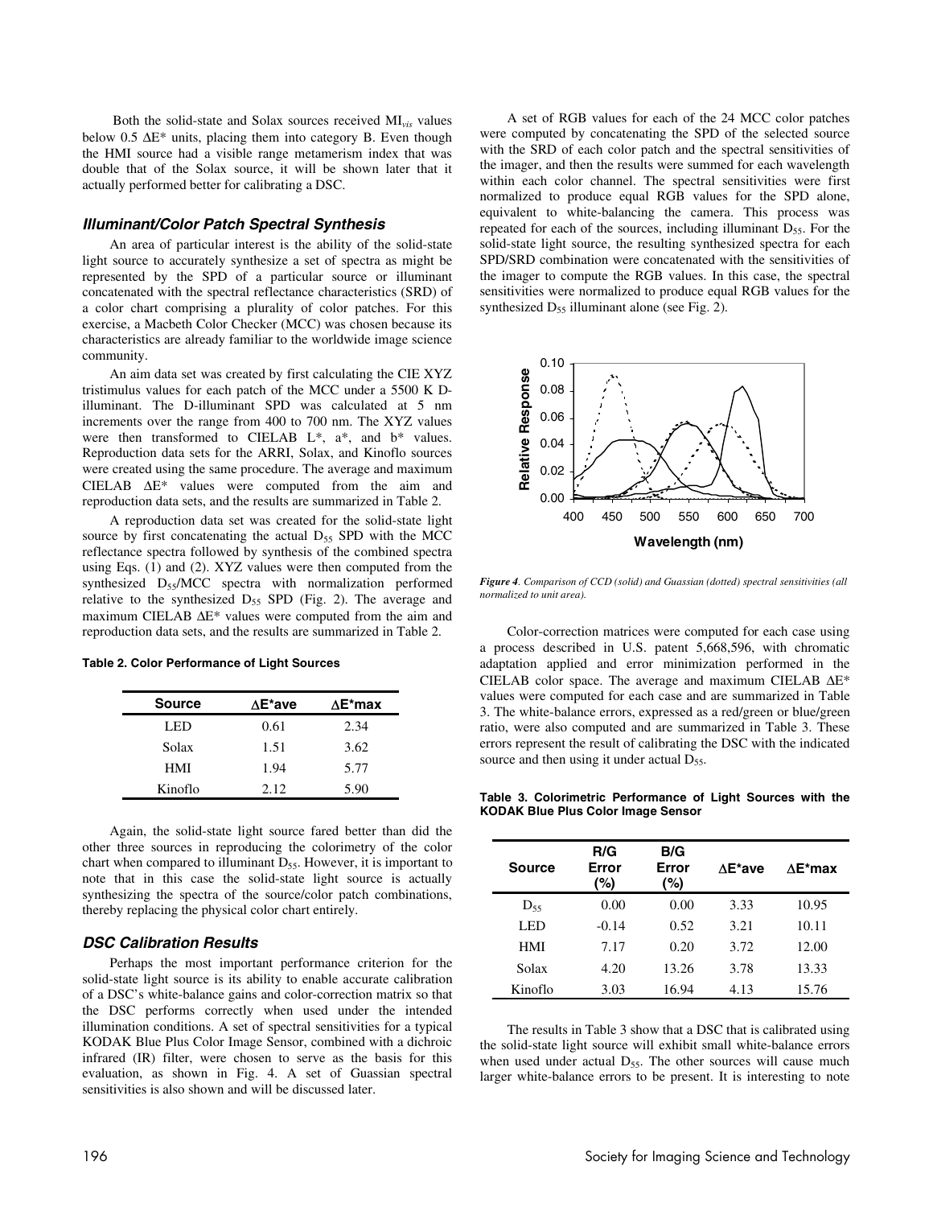Both the solid-state and Solax sources received $MI_{vis}$ values below 0.5 ΔE* units, placing them into category B. Even though the HMI source had a visible range metamerism index that was double that of the Solax source, it will be shown later that it actually performed better for calibrating a DSC.

### Illuminant/Color Patch Spectral Synthesis

An area of particular interest is the ability of the solid-state light source to accurately synthesize a set of spectra as might be represented by the SPD of a particular source or illuminant concatenated with the spectral reflectance characteristics (SRD) of a color chart comprising a plurality of color patches. For this exercise, a Macbeth Color Checker (MCC) was chosen because its characteristics are already familiar to the worldwide image science community.

An aim data set was created by first calculating the CIE XYZ tristimulus values for each patch of the MCC under a 5500 K D-illuminant. The D-illuminant SPD was calculated at 5 nm increments over the range from 400 to 700 nm. The XYZ values were then transformed to CIELAB L*, a*, and b* values. Reproduction data sets for the ARRI, Solax, and Kinoflo sources were created using the same procedure. The average and maximum CIELAB ΔE* values were computed from the aim and reproduction data sets, and the results are summarized in Table 2.

A reproduction data set was created for the solid-state light source by first concatenating the actual $D_{55}$ SPD with the MCC reflectance spectra followed by synthesis of the combined spectra using Eqs. (1) and (2). XYZ values were then computed from the synthesized $D_{55}$/MCC spectra with normalization performed relative to the synthesized $D_{55}$ SPD (Fig. 2). The average and maximum CIELAB ΔE* values were computed from the aim and reproduction data sets, and the results are summarized in Table 2.

**Table 2. Color Performance of Light Sources**

| Source | ΔE*ave | ΔE*max |
|---|---|---|
| LED | 0.61 | 2.34 |
| Solax | 1.51 | 3.62 |
| HMI | 1.94 | 5.77 |
| Kinoflo | 2.12 | 5.90 |

Again, the solid-state light source fared better than did the other three sources in reproducing the colorimetry of the color chart when compared to illuminant $D_{55}$. However, it is important to note that in this case the solid-state light source is actually synthesizing the spectra of the source/color patch combinations, thereby replacing the physical color chart entirely.

### DSC Calibration Results

Perhaps the most important performance criterion for the solid-state light source is its ability to enable accurate calibration of a DSC's white-balance gains and color-correction matrix so that the DSC performs correctly when used under the intended illumination conditions. A set of spectral sensitivities for a typical KODAK Blue Plus Color Image Sensor, combined with a dichroic infrared (IR) filter, were chosen to serve as the basis for this evaluation, as shown in Fig. 4. A set of Guassian spectral sensitivities is also shown and will be discussed later.

A set of RGB values for each of the 24 MCC color patches were computed by concatenating the SPD of the selected source with the SRD of each color patch and the spectral sensitivities of the imager, and then the results were summed for each wavelength within each color channel. The spectral sensitivities were first normalized to produce equal RGB values for the SPD alone, equivalent to white-balancing the camera. This process was repeated for each of the sources, including illuminant $D_{55}$. For the solid-state light source, the resulting synthesized spectra for each SPD/SRD combination were concatenated with the sensitivities of the imager to compute the RGB values. In this case, the spectral sensitivities were normalized to produce equal RGB values for the synthesized $D_{55}$ illuminant alone (see Fig. 2).

*Figure 4. Comparison of CCD (solid) and Guassian (dotted) spectral sensitivities (all normalized to unit area).*

Color-correction matrices were computed for each case using a process described in U.S. patent 5,668,596, with chromatic adaptation applied and error minimization performed in the CIELAB color space. The average and maximum CIELAB ΔE* values were computed for each case and are summarized in Table 3. The white-balance errors, expressed as a red/green or blue/green ratio, were also computed and are summarized in Table 3. These errors represent the result of calibrating the DSC with the indicated source and then using it under actual $D_{55}$.

**Table 3. Colorimetric Performance of Light Sources with the KODAK Blue Plus Color Image Sensor**

| Source | R/G Error (%) | B/G Error (%) | ΔE*ave | ΔE*max |
|---|---|---|---|---|
| $D_{55}$ | 0.00 | 0.00 | 3.33 | 10.95 |
| LED | -0.14 | 0.52 | 3.21 | 10.11 |
| HMI | 7.17 | 0.20 | 3.72 | 12.00 |
| Solax | 4.20 | 13.26 | 3.78 | 13.33 |
| Kinoflo | 3.03 | 16.94 | 4.13 | 15.76 |

The results in Table 3 show that a DSC that is calibrated using the solid-state light source will exhibit small white-balance errors when used under actual $D_{55}$. The other sources will cause much larger white-balance errors to be present. It is interesting to note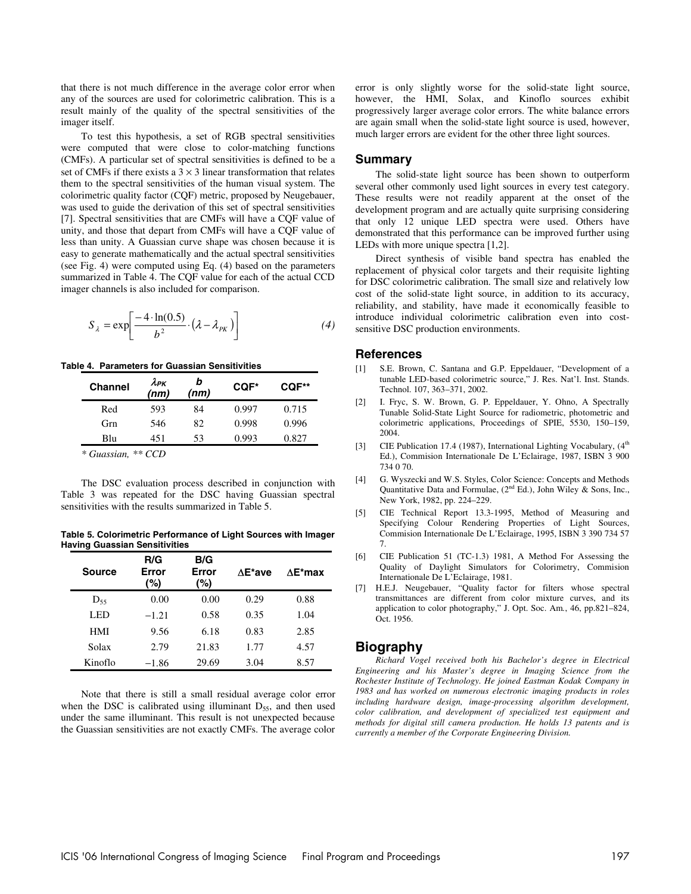that there is not much difference in the average color error when any of the sources are used for colorimetric calibration. This is a result mainly of the quality of the spectral sensitivities of the imager itself.

To test this hypothesis, a set of RGB spectral sensitivities were computed that were close to color-matching functions (CMFs). A particular set of spectral sensitivities is defined to be a set of CMFs if there exists a $3 \times 3$ linear transformation that relates them to the spectral sensitivities of the human visual system. The colorimetric quality factor (CQF) metric, proposed by Neugebauer, was used to guide the derivation of this set of spectral sensitivities [7]. Spectral sensitivities that are CMFs will have a CQF value of unity, and those that depart from CMFs will have a CQF value of less than unity. A Guassian curve shape was chosen because it is easy to generate mathematically and the actual spectral sensitivities (see Fig. 4) were computed using Eq. (4) based on the parameters summarized in Table 4. The CQF value for each of the actual CCD imager channels is also included for comparison.

$$S_{\lambda} = \exp\left[\frac{-4 \cdot \ln(0.5)}{b^2} \cdot \left(\lambda - \lambda_{PK}\right)\right] \tag{4}$$

**Table 4. Parameters for Guassian Sensitivities**

| Channel | $\lambda_{PK}$ (nm) | b (nm) | CQF* | CQF** |
|---|---|---|---|---|
| Red | 593 | 84 | 0.997 | 0.715 |
| Grn | 546 | 82 | 0.998 | 0.996 |
| Blu | 451 | 53 | 0.993 | 0.827 |

*\* Guassian, \*\* CCD*

The DSC evaluation process described in conjunction with Table 3 was repeated for the DSC having Guassian spectral sensitivities with the results summarized in Table 5.

**Table 5. Colorimetric Performance of Light Sources with Imager Having Guassian Sensitivities**

| Source | R/G Error (%) | B/G Error (%) | $\Delta E^*$ave | $\Delta E^*$max |
|---|---|---|---|---|
| $D_{55}$ | 0.00 | 0.00 | 0.29 | 0.88 |
| LED | −1.21 | 0.58 | 0.35 | 1.04 |
| HMI | 9.56 | 6.18 | 0.83 | 2.85 |
| Solax | 2.79 | 21.83 | 1.77 | 4.57 |
| Kinoflo | −1.86 | 29.69 | 3.04 | 8.57 |

Note that there is still a small residual average color error when the DSC is calibrated using illuminant $D_{55}$, and then used under the same illuminant. This result is not unexpected because the Guassian sensitivities are not exactly CMFs. The average color error is only slightly worse for the solid-state light source, however, the HMI, Solax, and Kinoflo sources exhibit progressively larger average color errors. The white balance errors are again small when the solid-state light source is used, however, much larger errors are evident for the other three light sources.

## Summary

The solid-state light source has been shown to outperform several other commonly used light sources in every test category. These results were not readily apparent at the onset of the development program and are actually quite surprising considering that only 12 unique LED spectra were used. Others have demonstrated that this performance can be improved further using LEDs with more unique spectra [1,2].

Direct synthesis of visible band spectra has enabled the replacement of physical color targets and their requisite lighting for DSC colorimetric calibration. The small size and relatively low cost of the solid-state light source, in addition to its accuracy, reliability, and stability, have made it economically feasible to introduce individual colorimetric calibration even into cost-sensitive DSC production environments.

## References

[1] S.E. Brown, C. Santana and G.P. Eppeldauer, "Development of a tunable LED-based colorimetric source," J. Res. Nat'l. Inst. Stands. Technol. 107, 363–371, 2002.

[2] I. Fryc, S. W. Brown, G. P. Eppeldauer, Y. Ohno, A Spectrally Tunable Solid-State Light Source for radiometric, photometric and colorimetric applications, Proceedings of SPIE, 5530, 150–159, 2004.

[3] CIE Publication 17.4 (1987), International Lighting Vocabulary, (4th Ed.), Commision Internationale De L'Eclairage, 1987, ISBN 3 900 734 0 70.

[4] G. Wyszecki and W.S. Styles, Color Science: Concepts and Methods Quantitative Data and Formulae, (2nd Ed.), John Wiley & Sons, Inc., New York, 1982, pp. 224–229.

[5] CIE Technical Report 13.3-1995, Method of Measuring and Specifying Colour Rendering Properties of Light Sources, Commision Internationale De L'Eclairage, 1995, ISBN 3 390 734 57 7.

[6] CIE Publication 51 (TC-1.3) 1981, A Method For Assessing the Quality of Daylight Simulators for Colorimetry, Commision Internationale De L'Eclairage, 1981.

[7] H.E.J. Neugebauer, "Quality factor for filters whose spectral transmittances are different from color mixture curves, and its application to color photography," J. Opt. Soc. Am., 46, pp.821–824, Oct. 1956.

## Biography

*Richard Vogel received both his Bachelor's degree in Electrical Engineering and his Master's degree in Imaging Science from the Rochester Institute of Technology. He joined Eastman Kodak Company in 1983 and has worked on numerous electronic imaging products in roles including hardware design, image-processing algorithm development, color calibration, and development of specialized test equipment and methods for digital still camera production. He holds 13 patents and is currently a member of the Corporate Engineering Division.*